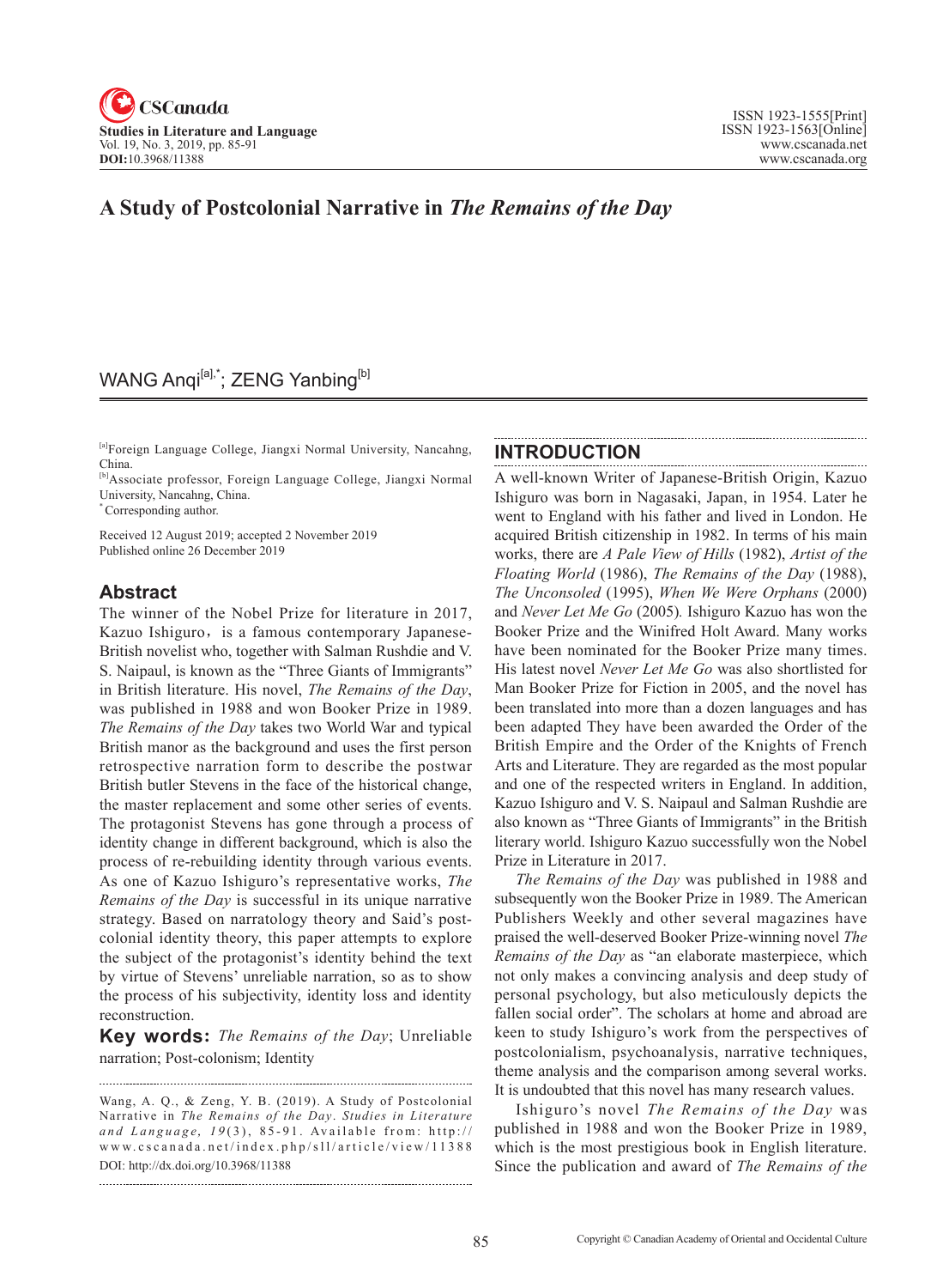# A Study of Postcolonial Narrative in *The Remains of the Day*

WANG Anqi[a],*; ZENG Yanbing[b]

[a]Foreign Language College, Jiangxi Normal University, Nancahng, China.

[b]Associate professor, Foreign Language College, Jiangxi Normal University, Nancahng, China.

*Corresponding author.

Received 12 August 2019; accepted 2 November 2019
Published online 26 December 2019

## Abstract

The winner of the Nobel Prize for literature in 2017, Kazuo Ishiguro，is a famous contemporary Japanese-British novelist who, together with Salman Rushdie and V. S. Naipaul, is known as the "Three Giants of Immigrants" in British literature. His novel, *The Remains of the Day*, was published in 1988 and won Booker Prize in 1989. *The Remains of the Day* takes two World War and typical British manor as the background and uses the first person retrospective narration form to describe the postwar British butler Stevens in the face of the historical change, the master replacement and some other series of events. The protagonist Stevens has gone through a process of identity change in different background, which is also the process of re-rebuilding identity through various events. As one of Kazuo Ishiguro's representative works, *The Remains of the Day* is successful in its unique narrative strategy. Based on narratology theory and Said's post-colonial identity theory, this paper attempts to explore the subject of the protagonist's identity behind the text by virtue of Stevens' unreliable narration, so as to show the process of his subjectivity, identity loss and identity reconstruction.

**Key words:** *The Remains of the Day*; Unreliable narration; Post-colonism; Identity

Wang, A. Q., & Zeng, Y. B. (2019). A Study of Postcolonial Narrative in *The Remains of the Day*. *Studies in Literature and Language, 19*(3), 85-91. Available from: http://www.cscanada.net/index.php/sll/article/view/11388
DOI: http://dx.doi.org/10.3968/11388

## INTRODUCTION

A well-known Writer of Japanese-British Origin, Kazuo Ishiguro was born in Nagasaki, Japan, in 1954. Later he went to England with his father and lived in London. He acquired British citizenship in 1982. In terms of his main works, there are *A Pale View of Hills* (1982), *Artist of the Floating World* (1986), *The Remains of the Day* (1988), *The Unconsoled* (1995), *When We Were Orphans* (2000) and *Never Let Me Go* (2005)*.* Ishiguro Kazuo has won the Booker Prize and the Winifred Holt Award. Many works have been nominated for the Booker Prize many times. His latest novel *Never Let Me Go* was also shortlisted for Man Booker Prize for Fiction in 2005, and the novel has been translated into more than a dozen languages and has been adapted They have been awarded the Order of the British Empire and the Order of the Knights of French Arts and Literature. They are regarded as the most popular and one of the respected writers in England. In addition, Kazuo Ishiguro and V. S. Naipaul and Salman Rushdie are also known as "Three Giants of Immigrants" in the British literary world. Ishiguro Kazuo successfully won the Nobel Prize in Literature in 2017.

*The Remains of the Day* was published in 1988 and subsequently won the Booker Prize in 1989. The American Publishers Weekly and other several magazines have praised the well-deserved Booker Prize-winning novel *The Remains of the Day* as "an elaborate masterpiece, which not only makes a convincing analysis and deep study of personal psychology, but also meticulously depicts the fallen social order". The scholars at home and abroad are keen to study Ishiguro's work from the perspectives of postcolonialism, psychoanalysis, narrative techniques, theme analysis and the comparison among several works. It is undoubted that this novel has many research values.

Ishiguro's novel *The Remains of the Day* was published in 1988 and won the Booker Prize in 1989, which is the most prestigious book in English literature. Since the publication and award of *The Remains of the*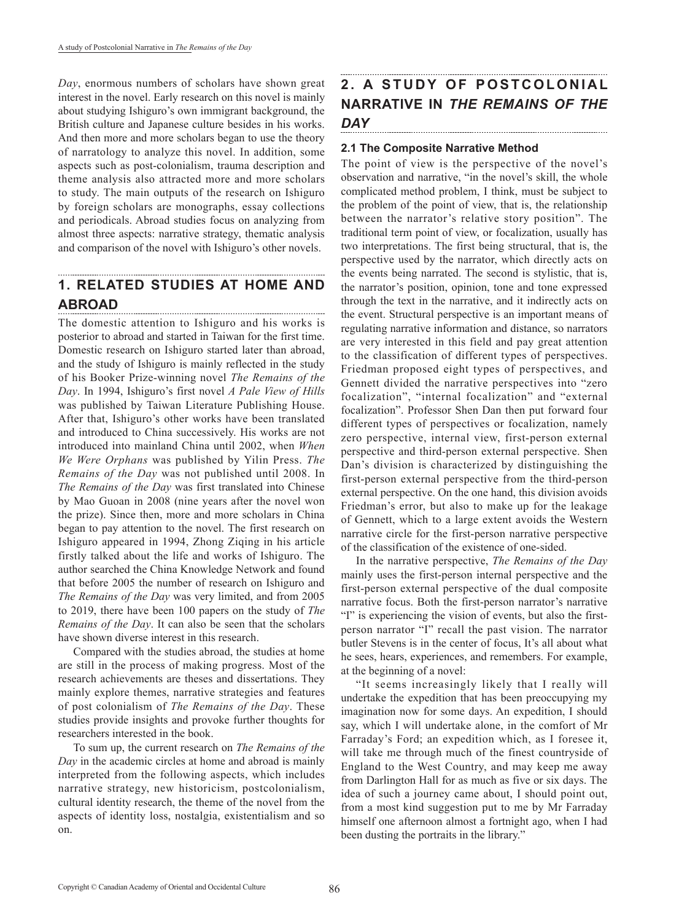*Day*, enormous numbers of scholars have shown great interest in the novel. Early research on this novel is mainly about studying Ishiguro's own immigrant background, the British culture and Japanese culture besides in his works. And then more and more scholars began to use the theory of narratology to analyze this novel. In addition, some aspects such as post-colonialism, trauma description and theme analysis also attracted more and more scholars to study. The main outputs of the research on Ishiguro by foreign scholars are monographs, essay collections and periodicals. Abroad studies focus on analyzing from almost three aspects: narrative strategy, thematic analysis and comparison of the novel with Ishiguro's other novels.

## 1. RELATED STUDIES AT HOME AND ABROAD

The domestic attention to Ishiguro and his works is posterior to abroad and started in Taiwan for the first time. Domestic research on Ishiguro started later than abroad, and the study of Ishiguro is mainly reflected in the study of his Booker Prize-winning novel *The Remains of the Day*. In 1994, Ishiguro's first novel *A Pale View of Hills* was published by Taiwan Literature Publishing House. After that, Ishiguro's other works have been translated and introduced to China successively. His works are not introduced into mainland China until 2002, when *When We Were Orphans* was published by Yilin Press. *The Remains of the Day* was not published until 2008. In *The Remains of the Day* was first translated into Chinese by Mao Guoan in 2008 (nine years after the novel won the prize). Since then, more and more scholars in China began to pay attention to the novel. The first research on Ishiguro appeared in 1994, Zhong Ziqing in his article firstly talked about the life and works of Ishiguro. The author searched the China Knowledge Network and found that before 2005 the number of research on Ishiguro and *The Remains of the Day* was very limited, and from 2005 to 2019, there have been 100 papers on the study of *The Remains of the Day*. It can also be seen that the scholars have shown diverse interest in this research.

Compared with the studies abroad, the studies at home are still in the process of making progress. Most of the research achievements are theses and dissertations. They mainly explore themes, narrative strategies and features of post colonialism of *The Remains of the Day*. These studies provide insights and provoke further thoughts for researchers interested in the book.

To sum up, the current research on *The Remains of the Day* in the academic circles at home and abroad is mainly interpreted from the following aspects, which includes narrative strategy, new historicism, postcolonialism, cultural identity research, the theme of the novel from the aspects of identity loss, nostalgia, existentialism and so on.

## 2. A STUDY OF POSTCOLONIAL NARRATIVE IN *THE REMAINS OF THE DAY*

### 2.1 The Composite Narrative Method

The point of view is the perspective of the novel's observation and narrative, "in the novel's skill, the whole complicated method problem, I think, must be subject to the problem of the point of view, that is, the relationship between the narrator's relative story position". The traditional term point of view, or focalization, usually has two interpretations. The first being structural, that is, the perspective used by the narrator, which directly acts on the events being narrated. The second is stylistic, that is, the narrator's position, opinion, tone and tone expressed through the text in the narrative, and it indirectly acts on the event. Structural perspective is an important means of regulating narrative information and distance, so narrators are very interested in this field and pay great attention to the classification of different types of perspectives. Friedman proposed eight types of perspectives, and Gennett divided the narrative perspectives into "zero focalization", "internal focalization" and "external focalization". Professor Shen Dan then put forward four different types of perspectives or focalization, namely zero perspective, internal view, first-person external perspective and third-person external perspective. Shen Dan's division is characterized by distinguishing the first-person external perspective from the third-person external perspective. On the one hand, this division avoids Friedman's error, but also to make up for the leakage of Gennett, which to a large extent avoids the Western narrative circle for the first-person narrative perspective of the classification of the existence of one-sided.

In the narrative perspective, *The Remains of the Day* mainly uses the first-person internal perspective and the first-person external perspective of the dual composite narrative focus. Both the first-person narrator's narrative "I" is experiencing the vision of events, but also the first-person narrator "I" recall the past vision. The narrator butler Stevens is in the center of focus, It's all about what he sees, hears, experiences, and remembers. For example, at the beginning of a novel:

"It seems increasingly likely that I really will undertake the expedition that has been preoccupying my imagination now for some days. An expedition, I should say, which I will undertake alone, in the comfort of Mr Farraday's Ford; an expedition which, as I foresee it, will take me through much of the finest countryside of England to the West Country, and may keep me away from Darlington Hall for as much as five or six days. The idea of such a journey came about, I should point out, from a most kind suggestion put to me by Mr Farraday himself one afternoon almost a fortnight ago, when I had been dusting the portraits in the library."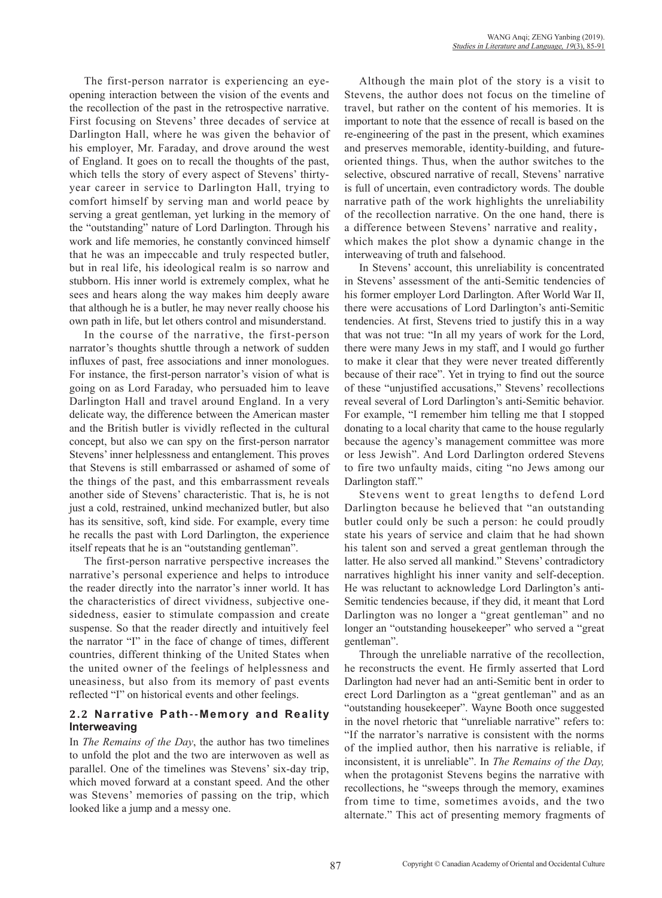The first-person narrator is experiencing an eye-opening interaction between the vision of the events and the recollection of the past in the retrospective narrative. First focusing on Stevens' three decades of service at Darlington Hall, where he was given the behavior of his employer, Mr. Faraday, and drove around the west of England. It goes on to recall the thoughts of the past, which tells the story of every aspect of Stevens' thirty-year career in service to Darlington Hall, trying to comfort himself by serving man and world peace by serving a great gentleman, yet lurking in the memory of the "outstanding" nature of Lord Darlington. Through his work and life memories, he constantly convinced himself that he was an impeccable and truly respected butler, but in real life, his ideological realm is so narrow and stubborn. His inner world is extremely complex, what he sees and hears along the way makes him deeply aware that although he is a butler, he may never really choose his own path in life, but let others control and misunderstand.

In the course of the narrative, the first-person narrator's thoughts shuttle through a network of sudden influxes of past, free associations and inner monologues. For instance, the first-person narrator's vision of what is going on as Lord Faraday, who persuaded him to leave Darlington Hall and travel around England. In a very delicate way, the difference between the American master and the British butler is vividly reflected in the cultural concept, but also we can spy on the first-person narrator Stevens' inner helplessness and entanglement. This proves that Stevens is still embarrassed or ashamed of some of the things of the past, and this embarrassment reveals another side of Stevens' characteristic. That is, he is not just a cold, restrained, unkind mechanized butler, but also has its sensitive, soft, kind side. For example, every time he recalls the past with Lord Darlington, the experience itself repeats that he is an "outstanding gentleman".

The first-person narrative perspective increases the narrative's personal experience and helps to introduce the reader directly into the narrator's inner world. It has the characteristics of direct vividness, subjective one-sidedness, easier to stimulate compassion and create suspense. So that the reader directly and intuitively feel the narrator "I" in the face of change of times, different countries, different thinking of the United States when the united owner of the feelings of helplessness and uneasiness, but also from its memory of past events reflected "I" on historical events and other feelings.

### 2.2 Narrative Path--Memory and Reality Interweaving

In *The Remains of the Day*, the author has two timelines to unfold the plot and the two are interwoven as well as parallel. One of the timelines was Stevens' six-day trip, which moved forward at a constant speed. And the other was Stevens' memories of passing on the trip, which looked like a jump and a messy one.

Although the main plot of the story is a visit to Stevens, the author does not focus on the timeline of travel, but rather on the content of his memories. It is important to note that the essence of recall is based on the re-engineering of the past in the present, which examines and preserves memorable, identity-building, and future-oriented things. Thus, when the author switches to the selective, obscured narrative of recall, Stevens' narrative is full of uncertain, even contradictory words. The double narrative path of the work highlights the unreliability of the recollection narrative. On the one hand, there is a difference between Stevens' narrative and reality， which makes the plot show a dynamic change in the interweaving of truth and falsehood.

In Stevens' account, this unreliability is concentrated in Stevens' assessment of the anti-Semitic tendencies of his former employer Lord Darlington. After World War II, there were accusations of Lord Darlington's anti-Semitic tendencies. At first, Stevens tried to justify this in a way that was not true: "In all my years of work for the Lord, there were many Jews in my staff, and I would go further to make it clear that they were never treated differently because of their race". Yet in trying to find out the source of these "unjustified accusations," Stevens' recollections reveal several of Lord Darlington's anti-Semitic behavior. For example, "I remember him telling me that I stopped donating to a local charity that came to the house regularly because the agency's management committee was more or less Jewish". And Lord Darlington ordered Stevens to fire two unfaulty maids, citing "no Jews among our Darlington staff."

Stevens went to great lengths to defend Lord Darlington because he believed that "an outstanding butler could only be such a person: he could proudly state his years of service and claim that he had shown his talent son and served a great gentleman through the latter. He also served all mankind." Stevens' contradictory narratives highlight his inner vanity and self-deception. He was reluctant to acknowledge Lord Darlington's anti-Semitic tendencies because, if they did, it meant that Lord Darlington was no longer a "great gentleman" and no longer an "outstanding housekeeper" who served a "great gentleman".

Through the unreliable narrative of the recollection, he reconstructs the event. He firmly asserted that Lord Darlington had never had an anti-Semitic bent in order to erect Lord Darlington as a "great gentleman" and as an "outstanding housekeeper". Wayne Booth once suggested in the novel rhetoric that "unreliable narrative" refers to: "If the narrator's narrative is consistent with the norms of the implied author, then his narrative is reliable, if inconsistent, it is unreliable". In *The Remains of the Day,* when the protagonist Stevens begins the narrative with recollections, he "sweeps through the memory, examines from time to time, sometimes avoids, and the two alternate." This act of presenting memory fragments of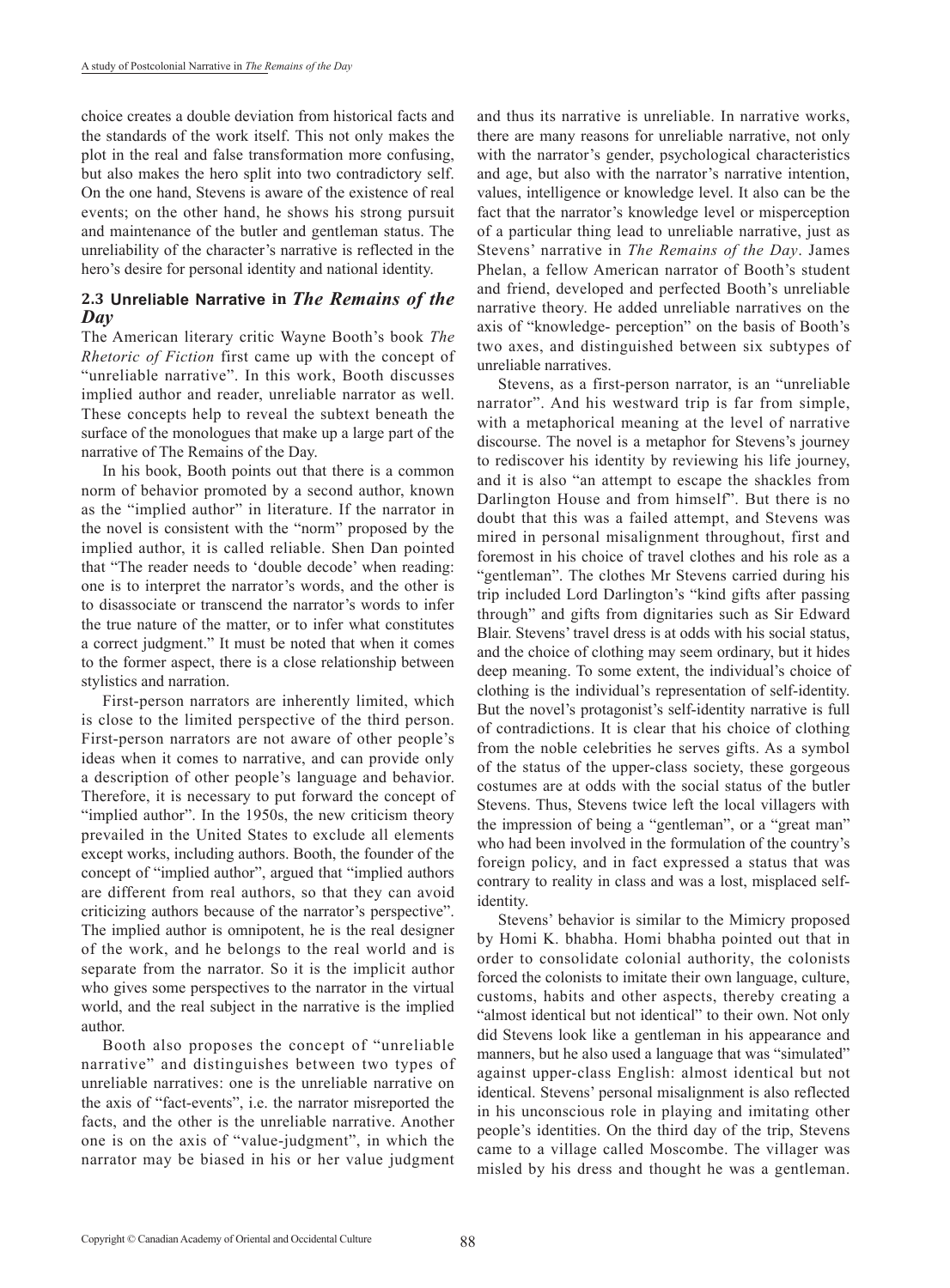choice creates a double deviation from historical facts and the standards of the work itself. This not only makes the plot in the real and false transformation more confusing, but also makes the hero split into two contradictory self. On the one hand, Stevens is aware of the existence of real events; on the other hand, he shows his strong pursuit and maintenance of the butler and gentleman status. The unreliability of the character's narrative is reflected in the hero's desire for personal identity and national identity.

### 2.3 Unreliable Narrative in *The Remains of the Day*

The American literary critic Wayne Booth's book *The Rhetoric of Fiction* first came up with the concept of "unreliable narrative". In this work, Booth discusses implied author and reader, unreliable narrator as well. These concepts help to reveal the subtext beneath the surface of the monologues that make up a large part of the narrative of The Remains of the Day.

In his book, Booth points out that there is a common norm of behavior promoted by a second author, known as the "implied author" in literature. If the narrator in the novel is consistent with the "norm" proposed by the implied author, it is called reliable. Shen Dan pointed that "The reader needs to 'double decode' when reading: one is to interpret the narrator's words, and the other is to disassociate or transcend the narrator's words to infer the true nature of the matter, or to infer what constitutes a correct judgment." It must be noted that when it comes to the former aspect, there is a close relationship between stylistics and narration.

First-person narrators are inherently limited, which is close to the limited perspective of the third person. First-person narrators are not aware of other people's ideas when it comes to narrative, and can provide only a description of other people's language and behavior. Therefore, it is necessary to put forward the concept of "implied author". In the 1950s, the new criticism theory prevailed in the United States to exclude all elements except works, including authors. Booth, the founder of the concept of "implied author", argued that "implied authors are different from real authors, so that they can avoid criticizing authors because of the narrator's perspective". The implied author is omnipotent, he is the real designer of the work, and he belongs to the real world and is separate from the narrator. So it is the implicit author who gives some perspectives to the narrator in the virtual world, and the real subject in the narrative is the implied author.

Booth also proposes the concept of "unreliable narrative" and distinguishes between two types of unreliable narratives: one is the unreliable narrative on the axis of "fact-events", i.e. the narrator misreported the facts, and the other is the unreliable narrative. Another one is on the axis of "value-judgment", in which the narrator may be biased in his or her value judgment and thus its narrative is unreliable. In narrative works, there are many reasons for unreliable narrative, not only with the narrator's gender, psychological characteristics and age, but also with the narrator's narrative intention, values, intelligence or knowledge level. It also can be the fact that the narrator's knowledge level or misperception of a particular thing lead to unreliable narrative, just as Stevens' narrative in *The Remains of the Day*. James Phelan, a fellow American narrator of Booth's student and friend, developed and perfected Booth's unreliable narrative theory. He added unreliable narratives on the axis of "knowledge- perception" on the basis of Booth's two axes, and distinguished between six subtypes of unreliable narratives.

Stevens, as a first-person narrator, is an "unreliable narrator". And his westward trip is far from simple, with a metaphorical meaning at the level of narrative discourse. The novel is a metaphor for Stevens's journey to rediscover his identity by reviewing his life journey, and it is also "an attempt to escape the shackles from Darlington House and from himself". But there is no doubt that this was a failed attempt, and Stevens was mired in personal misalignment throughout, first and foremost in his choice of travel clothes and his role as a "gentleman". The clothes Mr Stevens carried during his trip included Lord Darlington's "kind gifts after passing through" and gifts from dignitaries such as Sir Edward Blair. Stevens' travel dress is at odds with his social status, and the choice of clothing may seem ordinary, but it hides deep meaning. To some extent, the individual's choice of clothing is the individual's representation of self-identity. But the novel's protagonist's self-identity narrative is full of contradictions. It is clear that his choice of clothing from the noble celebrities he serves gifts. As a symbol of the status of the upper-class society, these gorgeous costumes are at odds with the social status of the butler Stevens. Thus, Stevens twice left the local villagers with the impression of being a "gentleman", or a "great man" who had been involved in the formulation of the country's foreign policy, and in fact expressed a status that was contrary to reality in class and was a lost, misplaced self-identity.

Stevens' behavior is similar to the Mimicry proposed by Homi K. bhabha. Homi bhabha pointed out that in order to consolidate colonial authority, the colonists forced the colonists to imitate their own language, culture, customs, habits and other aspects, thereby creating a "almost identical but not identical" to their own. Not only did Stevens look like a gentleman in his appearance and manners, but he also used a language that was "simulated" against upper-class English: almost identical but not identical. Stevens' personal misalignment is also reflected in his unconscious role in playing and imitating other people's identities. On the third day of the trip, Stevens came to a village called Moscombe. The villager was misled by his dress and thought he was a gentleman.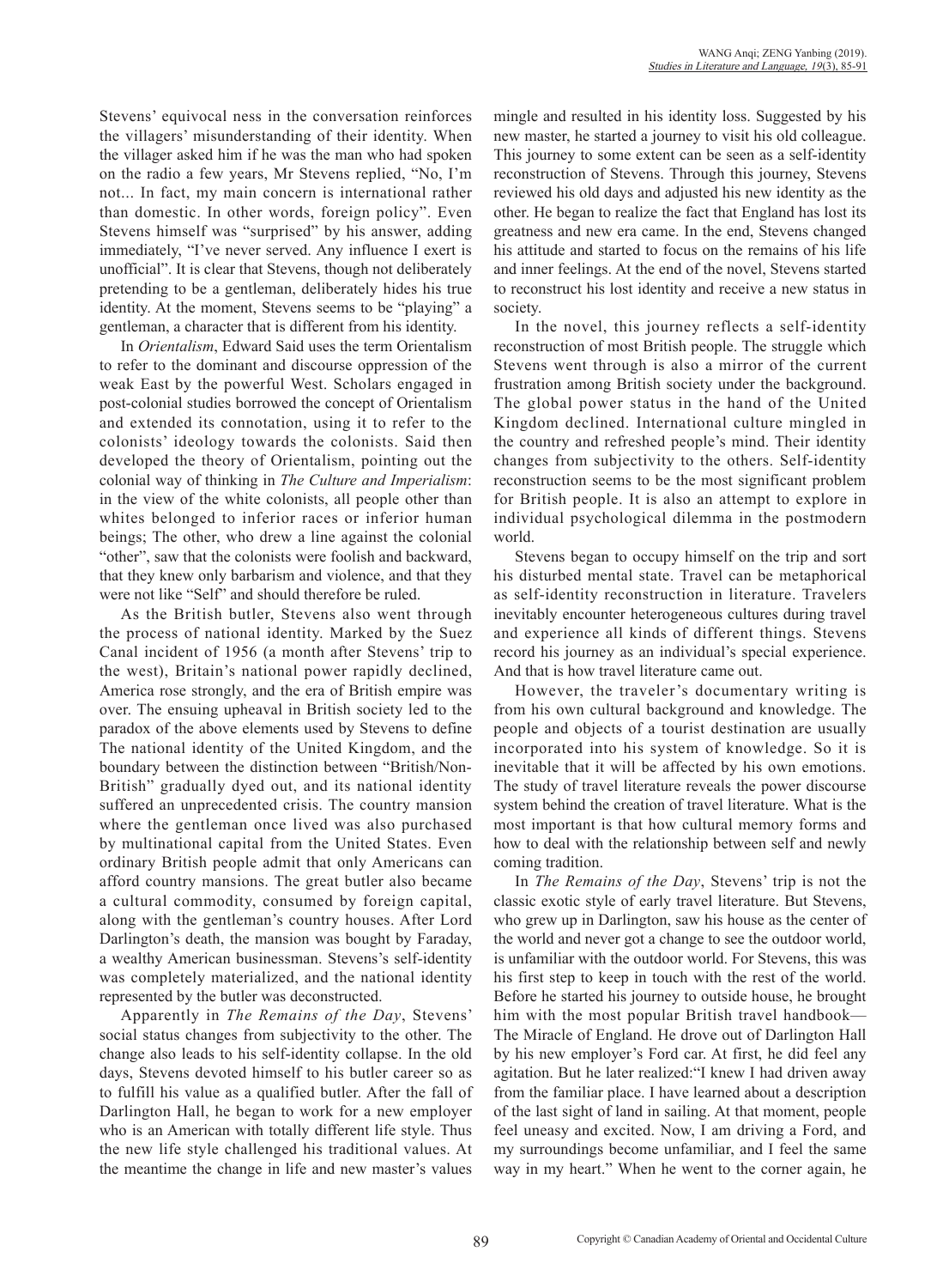Stevens' equivocal ness in the conversation reinforces the villagers' misunderstanding of their identity. When the villager asked him if he was the man who had spoken on the radio a few years, Mr Stevens replied, "No, I'm not... In fact, my main concern is international rather than domestic. In other words, foreign policy". Even Stevens himself was "surprised" by his answer, adding immediately, "I've never served. Any influence I exert is unofficial". It is clear that Stevens, though not deliberately pretending to be a gentleman, deliberately hides his true identity. At the moment, Stevens seems to be "playing" a gentleman, a character that is different from his identity.

In *Orientalism*, Edward Said uses the term Orientalism to refer to the dominant and discourse oppression of the weak East by the powerful West. Scholars engaged in post-colonial studies borrowed the concept of Orientalism and extended its connotation, using it to refer to the colonists' ideology towards the colonists. Said then developed the theory of Orientalism, pointing out the colonial way of thinking in *The Culture and Imperialism*: in the view of the white colonists, all people other than whites belonged to inferior races or inferior human beings; The other, who drew a line against the colonial "other", saw that the colonists were foolish and backward, that they knew only barbarism and violence, and that they were not like "Self" and should therefore be ruled.

As the British butler, Stevens also went through the process of national identity. Marked by the Suez Canal incident of 1956 (a month after Stevens' trip to the west), Britain's national power rapidly declined, America rose strongly, and the era of British empire was over. The ensuing upheaval in British society led to the paradox of the above elements used by Stevens to define The national identity of the United Kingdom, and the boundary between the distinction between "British/Non-British" gradually dyed out, and its national identity suffered an unprecedented crisis. The country mansion where the gentleman once lived was also purchased by multinational capital from the United States. Even ordinary British people admit that only Americans can afford country mansions. The great butler also became a cultural commodity, consumed by foreign capital, along with the gentleman's country houses. After Lord Darlington's death, the mansion was bought by Faraday, a wealthy American businessman. Stevens's self-identity was completely materialized, and the national identity represented by the butler was deconstructed.

Apparently in *The Remains of the Day*, Stevens' social status changes from subjectivity to the other. The change also leads to his self-identity collapse. In the old days, Stevens devoted himself to his butler career so as to fulfill his value as a qualified butler. After the fall of Darlington Hall, he began to work for a new employer who is an American with totally different life style. Thus the new life style challenged his traditional values. At the meantime the change in life and new master's values mingle and resulted in his identity loss. Suggested by his new master, he started a journey to visit his old colleague. This journey to some extent can be seen as a self-identity reconstruction of Stevens. Through this journey, Stevens reviewed his old days and adjusted his new identity as the other. He began to realize the fact that England has lost its greatness and new era came. In the end, Stevens changed his attitude and started to focus on the remains of his life and inner feelings. At the end of the novel, Stevens started to reconstruct his lost identity and receive a new status in society.

In the novel, this journey reflects a self-identity reconstruction of most British people. The struggle which Stevens went through is also a mirror of the current frustration among British society under the background. The global power status in the hand of the United Kingdom declined. International culture mingled in the country and refreshed people's mind. Their identity changes from subjectivity to the others. Self-identity reconstruction seems to be the most significant problem for British people. It is also an attempt to explore in individual psychological dilemma in the postmodern world.

Stevens began to occupy himself on the trip and sort his disturbed mental state. Travel can be metaphorical as self-identity reconstruction in literature. Travelers inevitably encounter heterogeneous cultures during travel and experience all kinds of different things. Stevens record his journey as an individual's special experience. And that is how travel literature came out.

However, the traveler's documentary writing is from his own cultural background and knowledge. The people and objects of a tourist destination are usually incorporated into his system of knowledge. So it is inevitable that it will be affected by his own emotions. The study of travel literature reveals the power discourse system behind the creation of travel literature. What is the most important is that how cultural memory forms and how to deal with the relationship between self and newly coming tradition.

In *The Remains of the Day*, Stevens' trip is not the classic exotic style of early travel literature. But Stevens, who grew up in Darlington, saw his house as the center of the world and never got a change to see the outdoor world, is unfamiliar with the outdoor world. For Stevens, this was his first step to keep in touch with the rest of the world. Before he started his journey to outside house, he brought him with the most popular British travel handbook—The Miracle of England. He drove out of Darlington Hall by his new employer's Ford car. At first, he did feel any agitation. But he later realized:"I knew I had driven away from the familiar place. I have learned about a description of the last sight of land in sailing. At that moment, people feel uneasy and excited. Now, I am driving a Ford, and my surroundings become unfamiliar, and I feel the same way in my heart." When he went to the corner again, he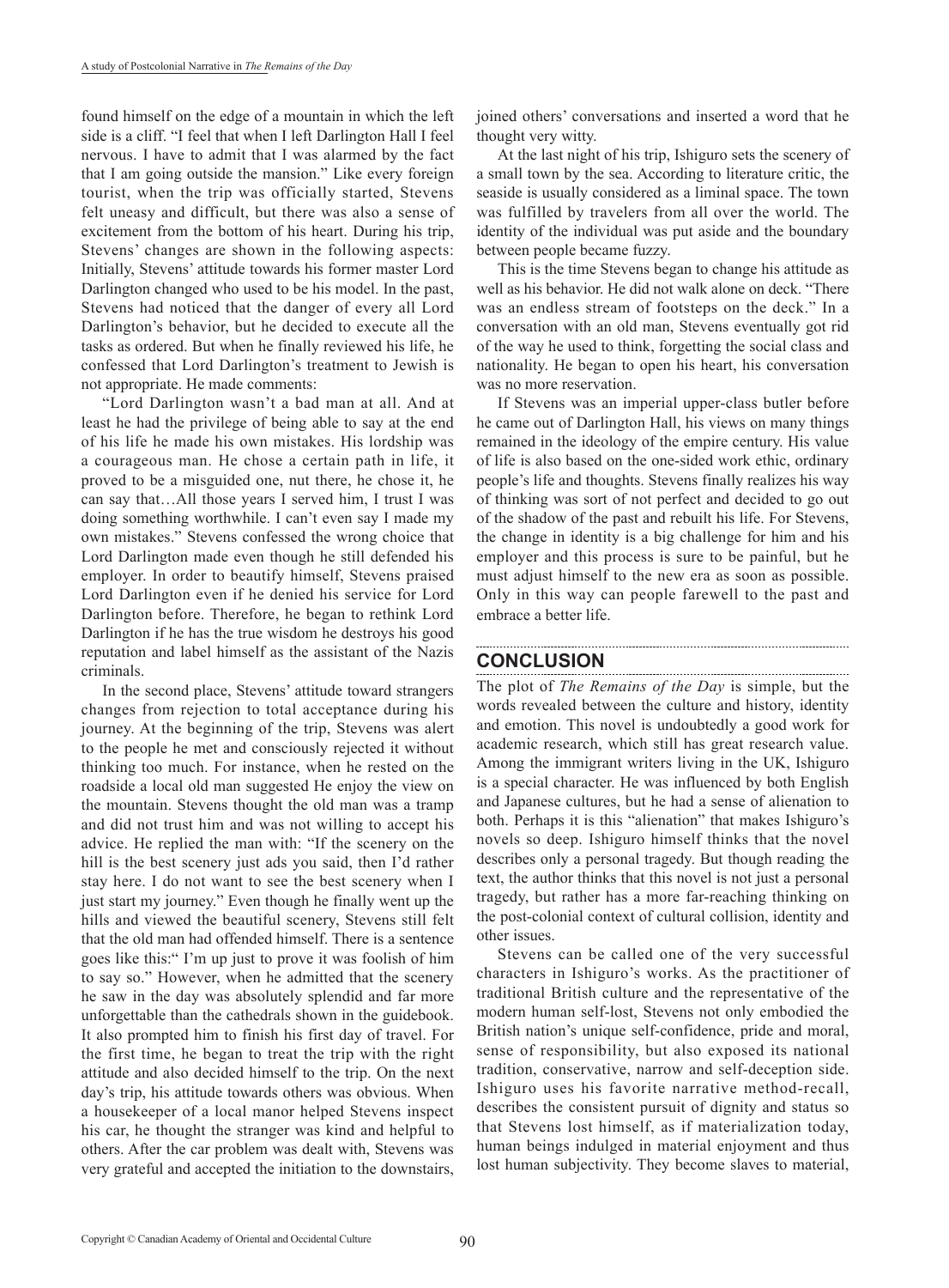found himself on the edge of a mountain in which the left side is a cliff. "I feel that when I left Darlington Hall I feel nervous. I have to admit that I was alarmed by the fact that I am going outside the mansion." Like every foreign tourist, when the trip was officially started, Stevens felt uneasy and difficult, but there was also a sense of excitement from the bottom of his heart. During his trip, Stevens' changes are shown in the following aspects: Initially, Stevens' attitude towards his former master Lord Darlington changed who used to be his model. In the past, Stevens had noticed that the danger of every all Lord Darlington's behavior, but he decided to execute all the tasks as ordered. But when he finally reviewed his life, he confessed that Lord Darlington's treatment to Jewish is not appropriate. He made comments:

"Lord Darlington wasn't a bad man at all. And at least he had the privilege of being able to say at the end of his life he made his own mistakes. His lordship was a courageous man. He chose a certain path in life, it proved to be a misguided one, nut there, he chose it, he can say that…All those years I served him, I trust I was doing something worthwhile. I can't even say I made my own mistakes." Stevens confessed the wrong choice that Lord Darlington made even though he still defended his employer. In order to beautify himself, Stevens praised Lord Darlington even if he denied his service for Lord Darlington before. Therefore, he began to rethink Lord Darlington if he has the true wisdom he destroys his good reputation and label himself as the assistant of the Nazis criminals.

In the second place, Stevens' attitude toward strangers changes from rejection to total acceptance during his journey. At the beginning of the trip, Stevens was alert to the people he met and consciously rejected it without thinking too much. For instance, when he rested on the roadside a local old man suggested He enjoy the view on the mountain. Stevens thought the old man was a tramp and did not trust him and was not willing to accept his advice. He replied the man with: "If the scenery on the hill is the best scenery just ads you said, then I'd rather stay here. I do not want to see the best scenery when I just start my journey." Even though he finally went up the hills and viewed the beautiful scenery, Stevens still felt that the old man had offended himself. There is a sentence goes like this:" I'm up just to prove it was foolish of him to say so." However, when he admitted that the scenery he saw in the day was absolutely splendid and far more unforgettable than the cathedrals shown in the guidebook. It also prompted him to finish his first day of travel. For the first time, he began to treat the trip with the right attitude and also decided himself to the trip. On the next day's trip, his attitude towards others was obvious. When a housekeeper of a local manor helped Stevens inspect his car, he thought the stranger was kind and helpful to others. After the car problem was dealt with, Stevens was very grateful and accepted the initiation to the downstairs, joined others' conversations and inserted a word that he thought very witty.

At the last night of his trip, Ishiguro sets the scenery of a small town by the sea. According to literature critic, the seaside is usually considered as a liminal space. The town was fulfilled by travelers from all over the world. The identity of the individual was put aside and the boundary between people became fuzzy.

This is the time Stevens began to change his attitude as well as his behavior. He did not walk alone on deck. "There was an endless stream of footsteps on the deck." In a conversation with an old man, Stevens eventually got rid of the way he used to think, forgetting the social class and nationality. He began to open his heart, his conversation was no more reservation.

If Stevens was an imperial upper-class butler before he came out of Darlington Hall, his views on many things remained in the ideology of the empire century. His value of life is also based on the one-sided work ethic, ordinary people's life and thoughts. Stevens finally realizes his way of thinking was sort of not perfect and decided to go out of the shadow of the past and rebuilt his life. For Stevens, the change in identity is a big challenge for him and his employer and this process is sure to be painful, but he must adjust himself to the new era as soon as possible. Only in this way can people farewell to the past and embrace a better life.

## CONCLUSION

The plot of *The Remains of the Day* is simple, but the words revealed between the culture and history, identity and emotion. This novel is undoubtedly a good work for academic research, which still has great research value. Among the immigrant writers living in the UK, Ishiguro is a special character. He was influenced by both English and Japanese cultures, but he had a sense of alienation to both. Perhaps it is this "alienation" that makes Ishiguro's novels so deep. Ishiguro himself thinks that the novel describes only a personal tragedy. But though reading the text, the author thinks that this novel is not just a personal tragedy, but rather has a more far-reaching thinking on the post-colonial context of cultural collision, identity and other issues.

Stevens can be called one of the very successful characters in Ishiguro's works. As the practitioner of traditional British culture and the representative of the modern human self-lost, Stevens not only embodied the British nation's unique self-confidence, pride and moral, sense of responsibility, but also exposed its national tradition, conservative, narrow and self-deception side. Ishiguro uses his favorite narrative method-recall, describes the consistent pursuit of dignity and status so that Stevens lost himself, as if materialization today, human beings indulged in material enjoyment and thus lost human subjectivity. They become slaves to material,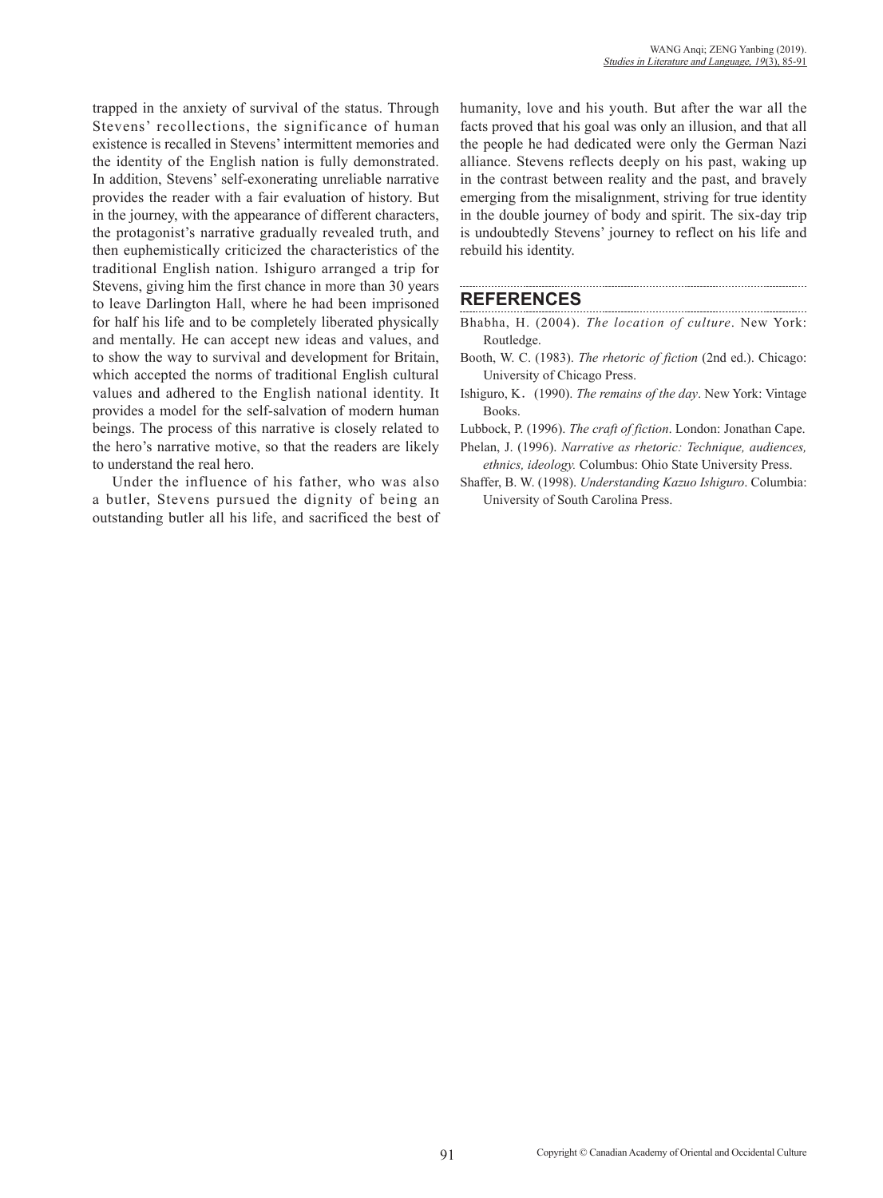trapped in the anxiety of survival of the status. Through Stevens' recollections, the significance of human existence is recalled in Stevens' intermittent memories and the identity of the English nation is fully demonstrated. In addition, Stevens' self-exonerating unreliable narrative provides the reader with a fair evaluation of history. But in the journey, with the appearance of different characters, the protagonist's narrative gradually revealed truth, and then euphemistically criticized the characteristics of the traditional English nation. Ishiguro arranged a trip for Stevens, giving him the first chance in more than 30 years to leave Darlington Hall, where he had been imprisoned for half his life and to be completely liberated physically and mentally. He can accept new ideas and values, and to show the way to survival and development for Britain, which accepted the norms of traditional English cultural values and adhered to the English national identity. It provides a model for the self-salvation of modern human beings. The process of this narrative is closely related to the hero's narrative motive, so that the readers are likely to understand the real hero.

Under the influence of his father, who was also a butler, Stevens pursued the dignity of being an outstanding butler all his life, and sacrificed the best of humanity, love and his youth. But after the war all the facts proved that his goal was only an illusion, and that all the people he had dedicated were only the German Nazi alliance. Stevens reflects deeply on his past, waking up in the contrast between reality and the past, and bravely emerging from the misalignment, striving for true identity in the double journey of body and spirit. The six-day trip is undoubtedly Stevens' journey to reflect on his life and rebuild his identity.

## REFERENCES

Bhabha, H. (2004). *The location of culture*. New York: Routledge.

Booth, W. C. (1983). *The rhetoric of fiction* (2nd ed.). Chicago: University of Chicago Press.

Ishiguro, K. (1990). *The remains of the day*. New York: Vintage Books.

Lubbock, P. (1996). *The craft of fiction*. London: Jonathan Cape.

Phelan, J. (1996). *Narrative as rhetoric: Technique, audiences, ethnics, ideology.* Columbus: Ohio State University Press.

Shaffer, B. W. (1998). *Understanding Kazuo Ishiguro*. Columbia: University of South Carolina Press.